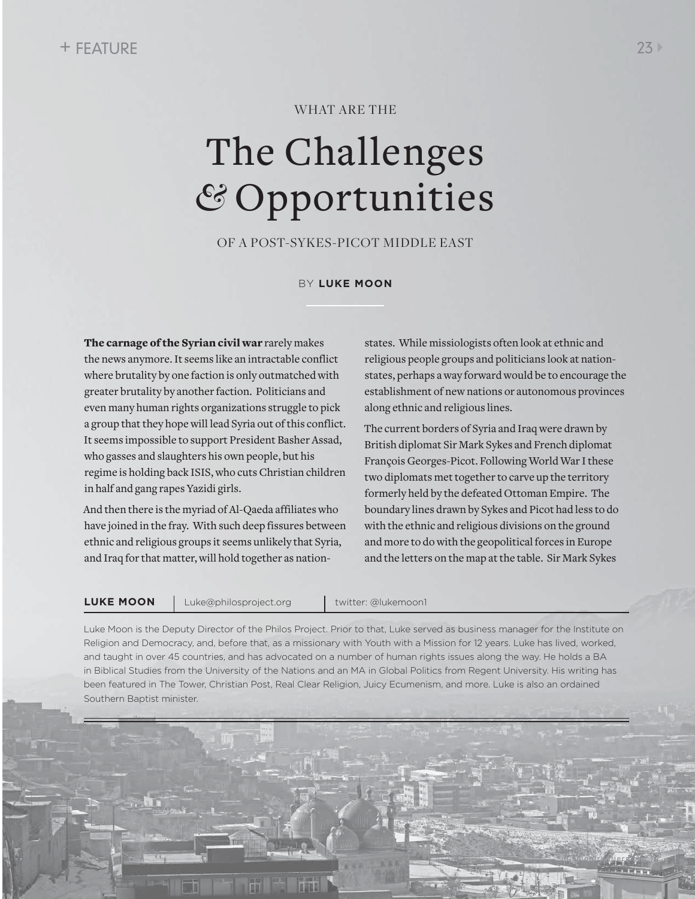WHAT ARE THE

# The Challenges & Opportunities

OF A POST-SYKES-PICOT MIDDLE EAST

BY **LUKE MOON**

**The carnage of the Syrian civil war** rarely makes the news anymore. It seems like an intractable conflict where brutality by one faction is only outmatched with greater brutality by another faction. Politicians and even many human rights organizations struggle to pick a group that they hope will lead Syria out of this conflict. It seems impossible to support President Basher Assad, who gasses and slaughters his own people, but his regime is holding back ISIS, who cuts Christian children in half and gang rapes Yazidi girls.

And then there is the myriad of Al-Qaeda affiliates who have joined in the fray. With such deep fissures between ethnic and religious groups it seems unlikely that Syria, and Iraq for that matter, will hold together as nation-states. While missiologists often look at ethnic and religious people groups and politicians look at nation-states, perhaps a way forward would be to encourage the establishment of new nations or autonomous provinces along ethnic and religious lines.

The current borders of Syria and Iraq were drawn by British diplomat Sir Mark Sykes and French diplomat François Georges-Picot. Following World War I these two diplomats met together to carve up the territory formerly held by the defeated Ottoman Empire. The boundary lines drawn by Sykes and Picot had less to do with the ethnic and religious divisions on the ground and more to do with the geopolitical forces in Europe and the letters on the map at the table. Sir Mark Sykes

**LUKE MOON** | Luke@philosproject.org | twitter: @lukemoon1

Luke Moon is the Deputy Director of the Philos Project. Prior to that, Luke served as business manager for the Institute on Religion and Democracy, and, before that, as a missionary with Youth with a Mission for 12 years. Luke has lived, worked, and taught in over 45 countries, and has advocated on a number of human rights issues along the way. He holds a BA in Biblical Studies from the University of the Nations and an MA in Global Politics from Regent University. His writing has been featured in The Tower, Christian Post, Real Clear Religion, Juicy Ecumenism, and more. Luke is also an ordained Southern Baptist minister.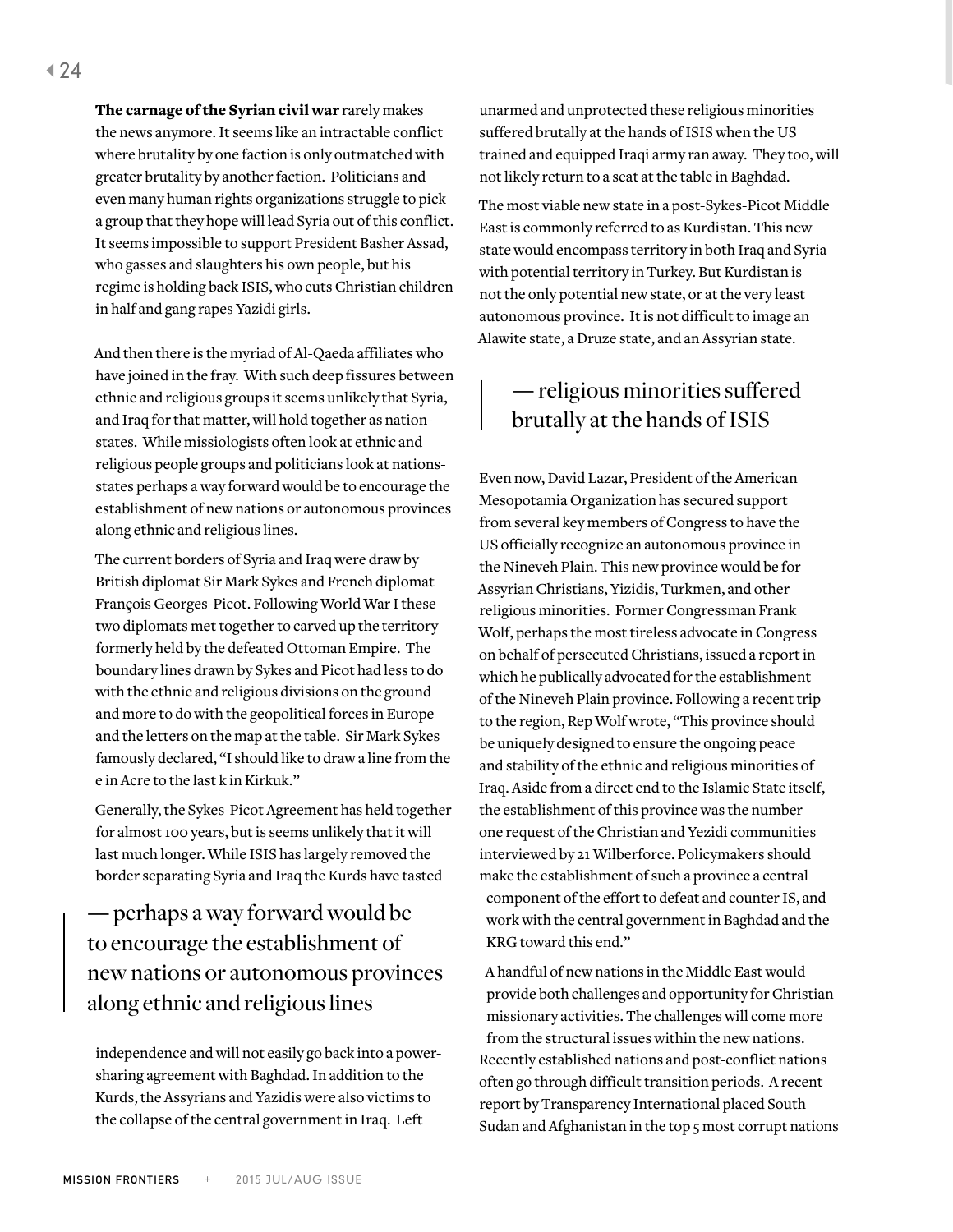**The carnage of the Syrian civil war** rarely makes the news anymore. It seems like an intractable conflict where brutality by one faction is only outmatched with greater brutality by another faction. Politicians and even many human rights organizations struggle to pick a group that they hope will lead Syria out of this conflict. It seems impossible to support President Basher Assad, who gasses and slaughters his own people, but his regime is holding back ISIS, who cuts Christian children in half and gang rapes Yazidi girls.

And then there is the myriad of Al-Qaeda affiliates who have joined in the fray. With such deep fissures between ethnic and religious groups it seems unlikely that Syria, and Iraq for that matter, will hold together as nation-states. While missiologists often look at ethnic and religious people groups and politicians look at nations-states perhaps a way forward would be to encourage the establishment of new nations or autonomous provinces along ethnic and religious lines.

The current borders of Syria and Iraq were draw by British diplomat Sir Mark Sykes and French diplomat François Georges-Picot. Following World War I these two diplomats met together to carved up the territory formerly held by the defeated Ottoman Empire. The boundary lines drawn by Sykes and Picot had less to do with the ethnic and religious divisions on the ground and more to do with the geopolitical forces in Europe and the letters on the map at the table. Sir Mark Sykes famously declared, "I should like to draw a line from the e in Acre to the last k in Kirkuk."

Generally, the Sykes-Picot Agreement has held together for almost 100 years, but is seems unlikely that it will last much longer. While ISIS has largely removed the border separating Syria and Iraq the Kurds have tasted independence and will not easily go back into a power-sharing agreement with Baghdad. In addition to the Kurds, the Assyrians and Yazidis were also victims to the collapse of the central government in Iraq. Left unarmed and unprotected these religious minorities suffered brutally at the hands of ISIS when the US trained and equipped Iraqi army ran away. They too, will not likely return to a seat at the table in Baghdad.

> — perhaps a way forward would be to encourage the establishment of new nations or autonomous provinces along ethnic and religious lines

The most viable new state in a post-Sykes-Picot Middle East is commonly referred to as Kurdistan. This new state would encompass territory in both Iraq and Syria with potential territory in Turkey. But Kurdistan is not the only potential new state, or at the very least autonomous province. It is not difficult to image an Alawite state, a Druze state, and an Assyrian state.

> — religious minorities suffered brutally at the hands of ISIS

Even now, David Lazar, President of the American Mesopotamia Organization has secured support from several key members of Congress to have the US officially recognize an autonomous province in the Nineveh Plain. This new province would be for Assyrian Christians, Yizidis, Turkmen, and other religious minorities. Former Congressman Frank Wolf, perhaps the most tireless advocate in Congress on behalf of persecuted Christians, issued a report in which he publically advocated for the establishment of the Nineveh Plain province. Following a recent trip to the region, Rep Wolf wrote, "This province should be uniquely designed to ensure the ongoing peace and stability of the ethnic and religious minorities of Iraq. Aside from a direct end to the Islamic State itself, the establishment of this province was the number one request of the Christian and Yezidi communities interviewed by 21 Wilberforce. Policymakers should make the establishment of such a province a central component of the effort to defeat and counter IS, and work with the central government in Baghdad and the KRG toward this end."

A handful of new nations in the Middle East would provide both challenges and opportunity for Christian missionary activities. The challenges will come more from the structural issues within the new nations. Recently established nations and post-conflict nations often go through difficult transition periods. A recent report by Transparency International placed South Sudan and Afghanistan in the top 5 most corrupt nations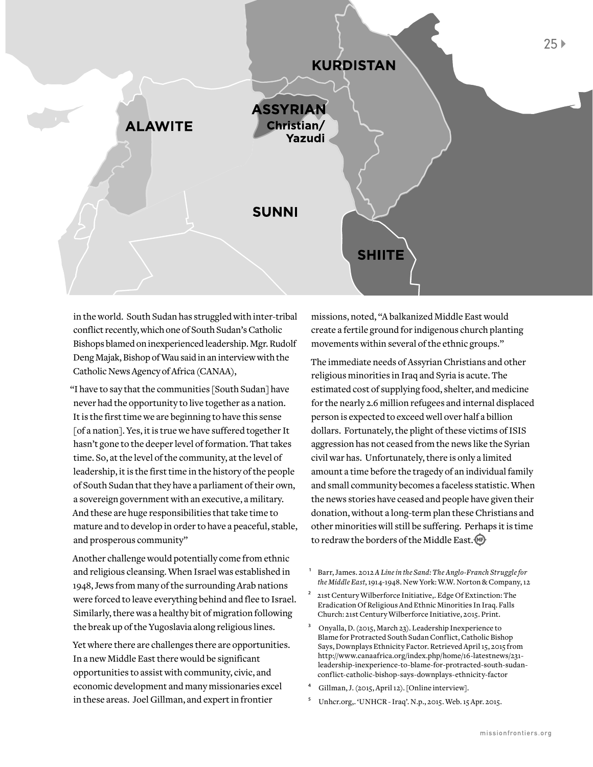KURDISTAN

ASSYRIAN
Christian/
Yazudi

ALAWITE

SUNNI

SHIITE

in the world. South Sudan has struggled with inter-tribal conflict recently, which one of South Sudan's Catholic Bishops blamed on inexperienced leadership. Mgr. Rudolf Deng Majak, Bishop of Wau said in an interview with the Catholic News Agency of Africa (CANAA),

"I have to say that the communities [South Sudan] have never had the opportunity to live together as a nation. It is the first time we are beginning to have this sense [of a nation]. Yes, it is true we have suffered together It hasn't gone to the deeper level of formation. That takes time. So, at the level of the community, at the level of leadership, it is the first time in the history of the people of South Sudan that they have a parliament of their own, a sovereign government with an executive, a military. And these are huge responsibilities that take time to mature and to develop in order to have a peaceful, stable, and prosperous community"

Another challenge would potentially come from ethnic and religious cleansing. When Israel was established in 1948, Jews from many of the surrounding Arab nations were forced to leave everything behind and flee to Israel. Similarly, there was a healthy bit of migration following the break up of the Yugoslavia along religious lines.

Yet where there are challenges there are opportunities. In a new Middle East there would be significant opportunities to assist with community, civic, and economic development and many missionaries excel in these areas. Joel Gillman, and expert in frontier missions, noted, "A balkanized Middle East would create a fertile ground for indigenous church planting movements within several of the ethnic groups."

The immediate needs of Assyrian Christians and other religious minorities in Iraq and Syria is acute. The estimated cost of supplying food, shelter, and medicine for the nearly 2.6 million refugees and internal displaced person is expected to exceed well over half a billion dollars. Fortunately, the plight of these victims of ISIS aggression has not ceased from the news like the Syrian civil war has. Unfortunately, there is only a limited amount a time before the tragedy of an individual family and small community becomes a faceless statistic. When the news stories have ceased and people have given their donation, without a long-term plan these Christians and other minorities will still be suffering. Perhaps it is time to redraw the borders of the Middle East.

[1] Barr, James. 2012 *A Line in the Sand: The Anglo-Franch Struggle for the Middle East*, 1914-1948. New York: W.W. Norton & Company, 12

[2] 21st Century Wilberforce Initiative,. Edge Of Extinction: The Eradication Of Religious And Ethnic Minorities In Iraq. Falls Church: 21st Century Wilberforce Initiative, 2015. Print.

[3] Onyalla, D. (2015, March 23). Leadership Inexperience to Blame for Protracted South Sudan Conflict, Catholic Bishop Says, Downplays Ethnicity Factor. Retrieved April 15, 2015 from http://www.canaafrica.org/index.php/home/16-latestnews/231-leadership-inexperience-to-blame-for-protracted-south-sudan-conflict-catholic-bishop-says-downplays-ethnicity-factor

[4] Gillman, J. (2015, April 12). [Online interview].

[5] Unhcr.org,. 'UNHCR - Iraq'. N.p., 2015. Web. 15 Apr. 2015.